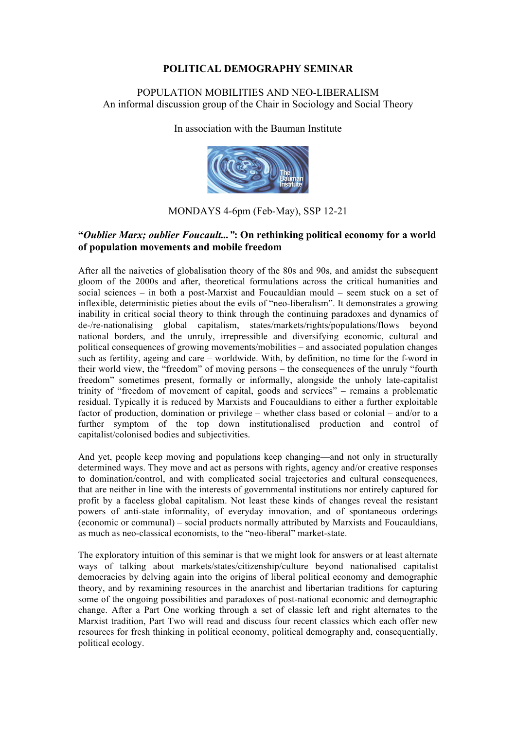# POLITICAL DEMOGRAPHY SEMINAR

POPULATION MOBILITIES AND NEO-LIBERALISM
An informal discussion group of the Chair in Sociology and Social Theory

In association with the Bauman Institute

MONDAYS 4-6pm (Feb-May), SSP 12-21

## "*Oublier Marx; oublier Foucault...*": On rethinking political economy for a world of population movements and mobile freedom

After all the naiveties of globalisation theory of the 80s and 90s, and amidst the subsequent gloom of the 2000s and after, theoretical formulations across the critical humanities and social sciences – in both a post-Marxist and Foucauldian mould – seem stuck on a set of inflexible, deterministic pieties about the evils of "neo-liberalism". It demonstrates a growing inability in critical social theory to think through the continuing paradoxes and dynamics of de-/re-nationalising global capitalism, states/markets/rights/populations/flows beyond national borders, and the unruly, irrepressible and diversifying economic, cultural and political consequences of growing movements/mobilities – and associated population changes such as fertility, ageing and care – worldwide. With, by definition, no time for the f-word in their world view, the "freedom" of moving persons – the consequences of the unruly "fourth freedom" sometimes present, formally or informally, alongside the unholy late-capitalist trinity of "freedom of movement of capital, goods and services" – remains a problematic residual. Typically it is reduced by Marxists and Foucauldians to either a further exploitable factor of production, domination or privilege – whether class based or colonial – and/or to a further symptom of the top down institutionalised production and control of capitalist/colonised bodies and subjectivities.

And yet, people keep moving and populations keep changing—and not only in structurally determined ways. They move and act as persons with rights, agency and/or creative responses to domination/control, and with complicated social trajectories and cultural consequences, that are neither in line with the interests of governmental institutions nor entirely captured for profit by a faceless global capitalism. Not least these kinds of changes reveal the resistant powers of anti-state informality, of everyday innovation, and of spontaneous orderings (economic or communal) – social products normally attributed by Marxists and Foucauldians, as much as neo-classical economists, to the "neo-liberal" market-state.

The exploratory intuition of this seminar is that we might look for answers or at least alternate ways of talking about markets/states/citizenship/culture beyond nationalised capitalist democracies by delving again into the origins of liberal political economy and demographic theory, and by reexamining resources in the anarchist and libertarian traditions for capturing some of the ongoing possibilities and paradoxes of post-national economic and demographic change. After a Part One working through a set of classic left and right alternates to the Marxist tradition, Part Two will read and discuss four recent classics which each offer new resources for fresh thinking in political economy, political demography and, consequentially, political ecology.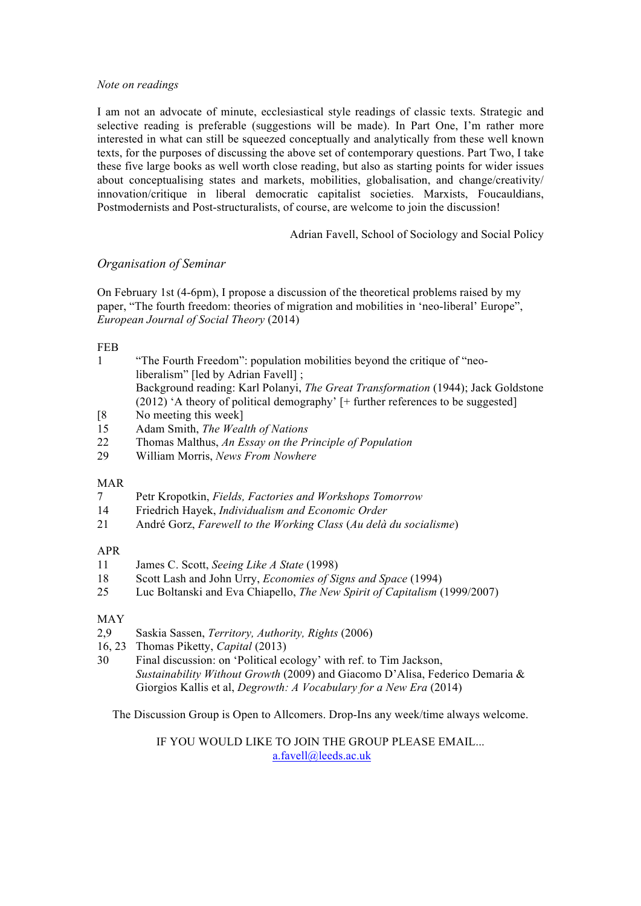*Note on readings*

I am not an advocate of minute, ecclesiastical style readings of classic texts. Strategic and selective reading is preferable (suggestions will be made). In Part One, I'm rather more interested in what can still be squeezed conceptually and analytically from these well known texts, for the purposes of discussing the above set of contemporary questions. Part Two, I take these five large books as well worth close reading, but also as starting points for wider issues about conceptualising states and markets, mobilities, globalisation, and change/creativity/innovation/critique in liberal democratic capitalist societies. Marxists, Foucauldians, Postmodernists and Post-structuralists, of course, are welcome to join the discussion!

Adrian Favell, School of Sociology and Social Policy

## *Organisation of Seminar*

On February 1st (4-6pm), I propose a discussion of the theoretical problems raised by my paper, "The fourth freedom: theories of migration and mobilities in 'neo-liberal' Europe", *European Journal of Social Theory* (2014)

FEB

1 "The Fourth Freedom": population mobilities beyond the critique of "neo-liberalism" [led by Adrian Favell] ;
Background reading: Karl Polanyi, *The Great Transformation* (1944); Jack Goldstone (2012) 'A theory of political demography' [+ further references to be suggested]

[8 No meeting this week]

15 Adam Smith, *The Wealth of Nations*

22 Thomas Malthus, *An Essay on the Principle of Population*

29 William Morris, *News From Nowhere*

MAR

7 Petr Kropotkin, *Fields, Factories and Workshops Tomorrow*

14 Friedrich Hayek, *Individualism and Economic Order*

21 André Gorz, *Farewell to the Working Class* (*Au delà du socialisme*)

APR

11 James C. Scott, *Seeing Like A State* (1998)

18 Scott Lash and John Urry, *Economies of Signs and Space* (1994)

25 Luc Boltanski and Eva Chiapello, *The New Spirit of Capitalism* (1999/2007)

MAY

2,9 Saskia Sassen, *Territory, Authority, Rights* (2006)

16, 23 Thomas Piketty, *Capital* (2013)

30 Final discussion: on 'Political ecology' with ref. to Tim Jackson, *Sustainability Without Growth* (2009) and Giacomo D'Alisa, Federico Demaria & Giorgios Kallis et al, *Degrowth: A Vocabulary for a New Era* (2014)

The Discussion Group is Open to Allcomers. Drop-Ins any week/time always welcome.

IF YOU WOULD LIKE TO JOIN THE GROUP PLEASE EMAIL...
a.favell@leeds.ac.uk